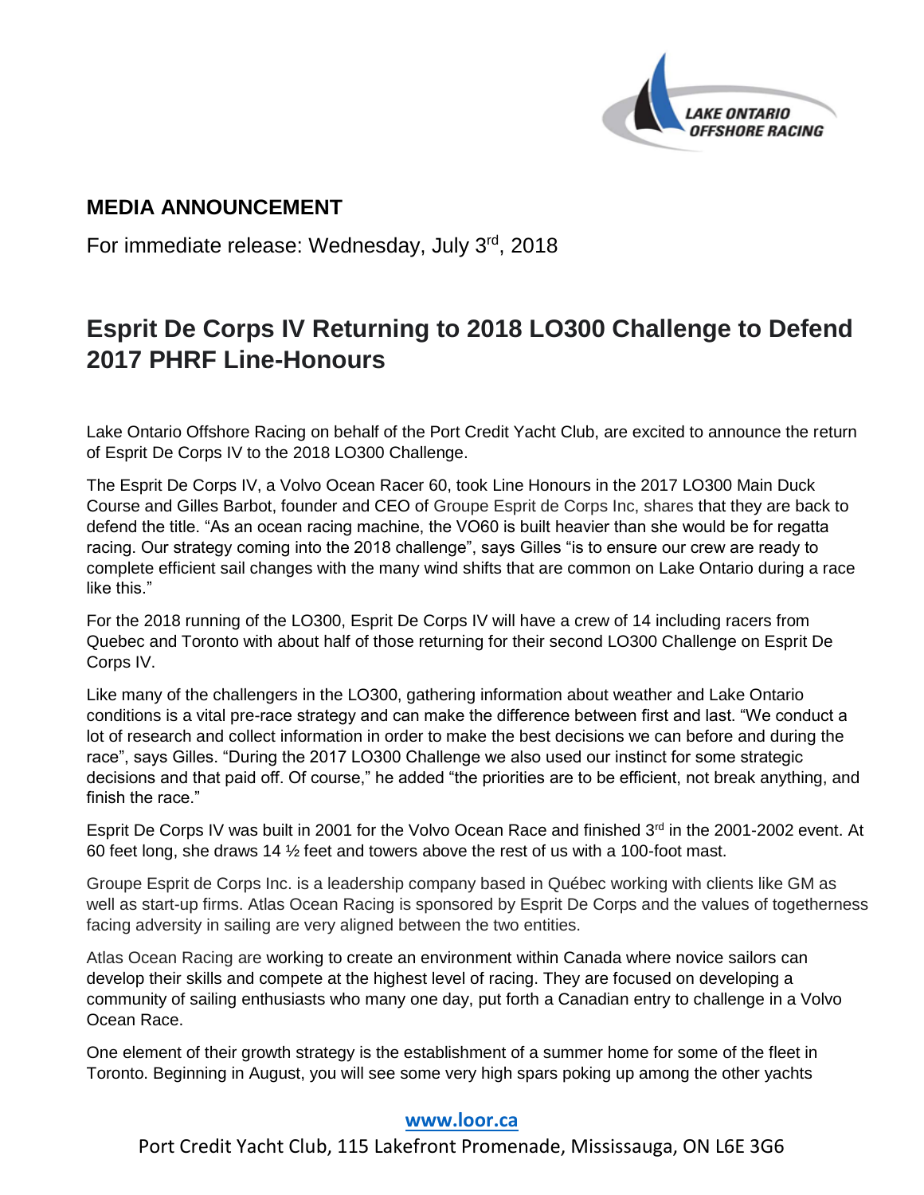## MEDIA ANNOUNCEMENT

For immediate release: Wednesday, July 3rd, 2018

# Esprit De Corps IV Returning to 2018 LO300 Challenge to Defend 2017 PHRF Line-Honours

Lake Ontario Offshore Racing on behalf of the Port Credit Yacht Club, are excited to announce the return of Esprit De Corps IV to the 2018 LO300 Challenge.

The Esprit De Corps IV, a Volvo Ocean Racer 60, took Line Honours in the 2017 LO300 Main Duck Course and Gilles Barbot, founder and CEO of Groupe Esprit de Corps Inc, shares that they are back to defend the title. "As an ocean racing machine, the VO60 is built heavier than she would be for regatta racing. Our strategy coming into the 2018 challenge", says Gilles "is to ensure our crew are ready to complete efficient sail changes with the many wind shifts that are common on Lake Ontario during a race like this."

For the 2018 running of the LO300, Esprit De Corps IV will have a crew of 14 including racers from Quebec and Toronto with about half of those returning for their second LO300 Challenge on Esprit De Corps IV.

Like many of the challengers in the LO300, gathering information about weather and Lake Ontario conditions is a vital pre-race strategy and can make the difference between first and last. "We conduct a lot of research and collect information in order to make the best decisions we can before and during the race", says Gilles. "During the 2017 LO300 Challenge we also used our instinct for some strategic decisions and that paid off. Of course," he added "the priorities are to be efficient, not break anything, and finish the race."

Esprit De Corps IV was built in 2001 for the Volvo Ocean Race and finished 3rd in the 2001-2002 event. At 60 feet long, she draws 14 ½ feet and towers above the rest of us with a 100-foot mast.

Groupe Esprit de Corps Inc. is a leadership company based in Québec working with clients like GM as well as start-up firms. Atlas Ocean Racing is sponsored by Esprit De Corps and the values of togetherness facing adversity in sailing are very aligned between the two entities.

Atlas Ocean Racing are working to create an environment within Canada where novice sailors can develop their skills and compete at the highest level of racing. They are focused on developing a community of sailing enthusiasts who many one day, put forth a Canadian entry to challenge in a Volvo Ocean Race.

One element of their growth strategy is the establishment of a summer home for some of the fleet in Toronto. Beginning in August, you will see some very high spars poking up among the other yachts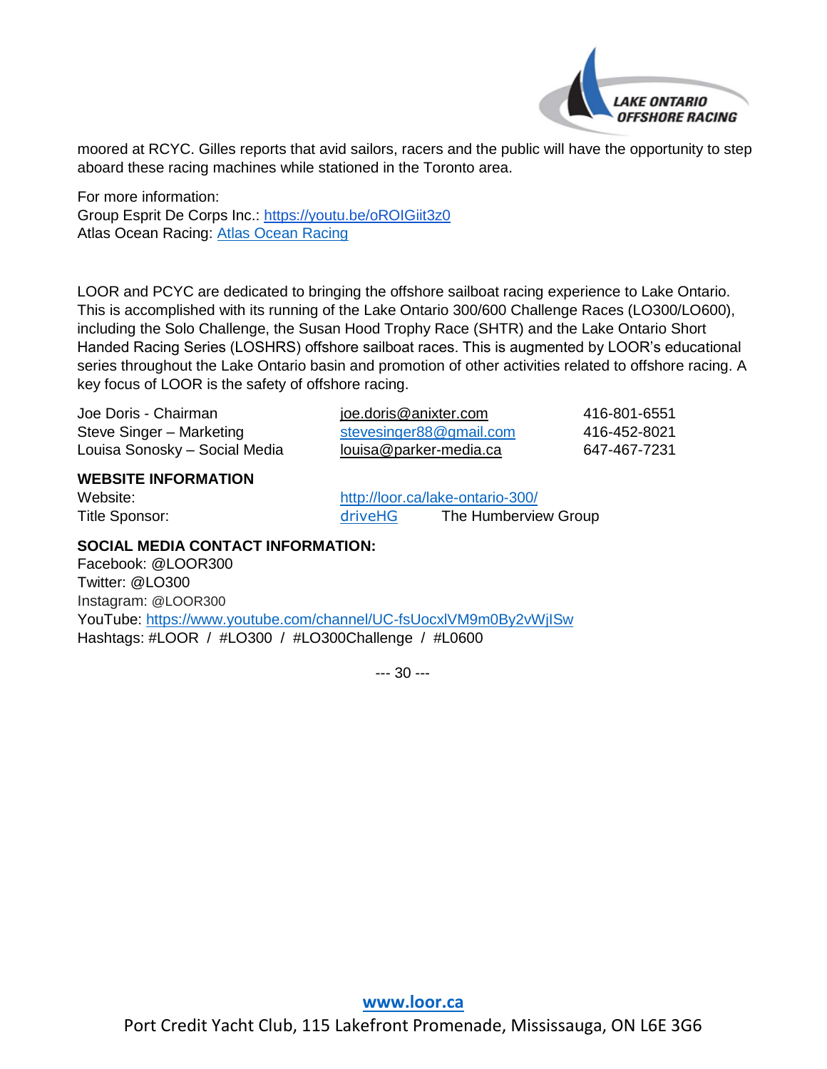moored at RCYC. Gilles reports that avid sailors, racers and the public will have the opportunity to step aboard these racing machines while stationed in the Toronto area.

For more information:
Group Esprit De Corps Inc.: https://youtu.be/oROIGiit3z0
Atlas Ocean Racing: Atlas Ocean Racing

LOOR and PCYC are dedicated to bringing the offshore sailboat racing experience to Lake Ontario. This is accomplished with its running of the Lake Ontario 300/600 Challenge Races (LO300/LO600), including the Solo Challenge, the Susan Hood Trophy Race (SHTR) and the Lake Ontario Short Handed Racing Series (LOSHRS) offshore sailboat races. This is augmented by LOOR's educational series throughout the Lake Ontario basin and promotion of other activities related to offshore racing. A key focus of LOOR is the safety of offshore racing.

| | | |
|---|---|---|
| Joe Doris - Chairman | joe.doris@anixter.com | 416-801-6551 |
| Steve Singer – Marketing | stevesinger88@gmail.com | 416-452-8021 |
| Louisa Sonosky – Social Media | louisa@parker-media.ca | 647-467-7231 |

**WEBSITE INFORMATION**

| | | |
|---|---|---|
| Website: | http://loor.ca/lake-ontario-300/ | |
| Title Sponsor: | driveHG | The Humberview Group |

**SOCIAL MEDIA CONTACT INFORMATION:**

Facebook: @LOOR300
Twitter: @LO300
Instagram: @LOOR300
YouTube: https://www.youtube.com/channel/UC-fsUocxlVM9m0By2vWjISw
Hashtags: #LOOR / #LO300 / #LO300Challenge / #L0600

--- 30 ---

**www.loor.ca**
Port Credit Yacht Club, 115 Lakefront Promenade, Mississauga, ON L6E 3G6